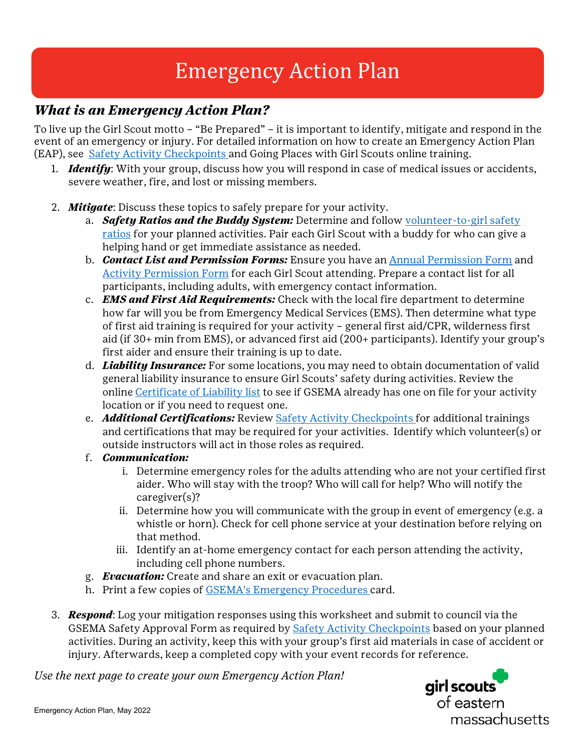# Emergency Action Plan

## *What is an Emergency Action Plan?*

To live up the Girl Scout motto – "Be Prepared" – it is important to identify, mitigate and respond in the event of an emergency or injury. For detailed information on how to create an Emergency Action Plan (EAP), see Safety Activity Checkpoints and Going Places with Girl Scouts online training.

1. ***Identify***: With your group, discuss how you will respond in case of medical issues or accidents, severe weather, fire, and lost or missing members.

2. ***Mitigate***: Discuss these topics to safely prepare for your activity.
   a. ***Safety Ratios and the Buddy System:*** Determine and follow volunteer-to-girl safety ratios for your planned activities. Pair each Girl Scout with a buddy for who can give a helping hand or get immediate assistance as needed.
   b. ***Contact List and Permission Forms:*** Ensure you have an Annual Permission Form and Activity Permission Form for each Girl Scout attending. Prepare a contact list for all participants, including adults, with emergency contact information.
   c. ***EMS and First Aid Requirements:*** Check with the local fire department to determine how far will you be from Emergency Medical Services (EMS). Then determine what type of first aid training is required for your activity – general first aid/CPR, wilderness first aid (if 30+ min from EMS), or advanced first aid (200+ participants). Identify your group's first aider and ensure their training is up to date.
   d. ***Liability Insurance:*** For some locations, you may need to obtain documentation of valid general liability insurance to ensure Girl Scouts' safety during activities. Review the online Certificate of Liability list to see if GSEMA already has one on file for your activity location or if you need to request one.
   e. ***Additional Certifications:*** Review Safety Activity Checkpoints for additional trainings and certifications that may be required for your activities. Identify which volunteer(s) or outside instructors will act in those roles as required.
   f. ***Communication:***
      i. Determine emergency roles for the adults attending who are not your certified first aider. Who will stay with the troop? Who will call for help? Who will notify the caregiver(s)?
      ii. Determine how you will communicate with the group in event of emergency (e.g. a whistle or horn). Check for cell phone service at your destination before relying on that method.
      iii. Identify an at-home emergency contact for each person attending the activity, including cell phone numbers.
   g. ***Evacuation:*** Create and share an exit or evacuation plan.
   h. Print a few copies of GSEMA's Emergency Procedures card.

3. ***Respond***: Log your mitigation responses using this worksheet and submit to council via the GSEMA Safety Approval Form as required by Safety Activity Checkpoints based on your planned activities. During an activity, keep this with your group's first aid materials in case of accident or injury. Afterwards, keep a completed copy with your event records for reference.

*Use the next page to create your own Emergency Action Plan!*

girl scouts of eastern massachusetts

Emergency Action Plan, May 2022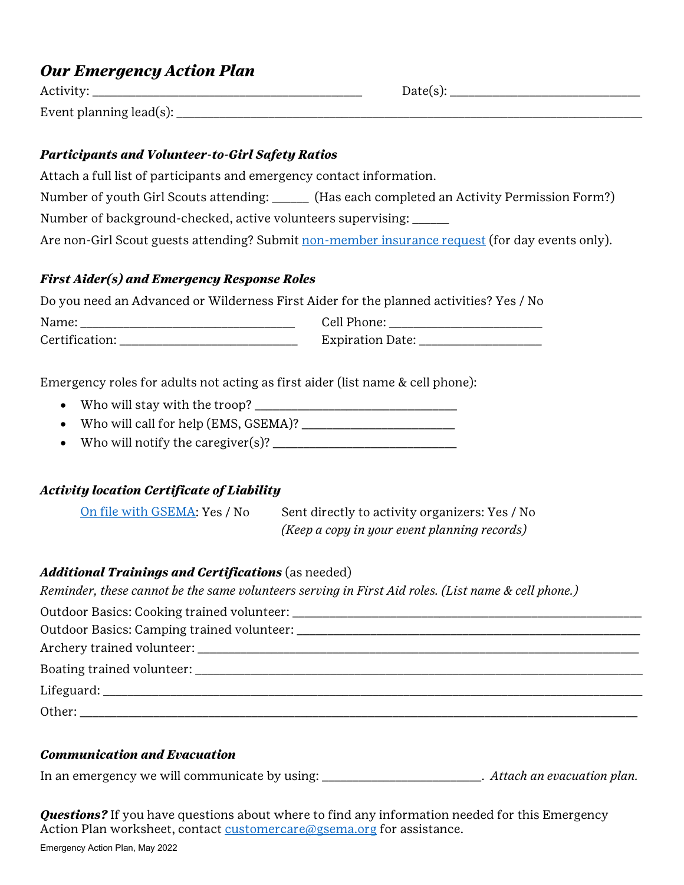## *Our Emergency Action Plan*

Activity: ___________________________________________ Date(s): ______________________________

Event planning lead(s): ___________________________________________________________________________

### *Participants and Volunteer-to-Girl Safety Ratios*

Attach a full list of participants and emergency contact information.

Number of youth Girl Scouts attending: ______ (Has each completed an Activity Permission Form?)

Number of background-checked, active volunteers supervising: ______

Are non-Girl Scout guests attending? Submit non-member insurance request (for day events only).

### *First Aider(s) and Emergency Response Roles*

Do you need an Advanced or Wilderness First Aider for the planned activities? Yes / No

Name: __________________________________ Cell Phone: ________________________

Certification: ____________________________ Expiration Date: ____________________

Emergency roles for adults not acting as first aider (list name & cell phone):

- Who will stay with the troop? ________________________________
- Who will call for help (EMS, GSEMA)? ________________________
- Who will notify the caregiver(s)? ____________________________

### *Activity location Certificate of Liability*

On file with GSEMA: Yes / No Sent directly to activity organizers: Yes / No
*(Keep a copy in your event planning records)*

### ***Additional Trainings and Certifications*** (as needed)

*Reminder, these cannot be the same volunteers serving in First Aid roles. (List name & cell phone.)*

Outdoor Basics: Cooking trained volunteer: ______________________________________________________

Outdoor Basics: Camping trained volunteer: ______________________________________________________

Archery trained volunteer: ________________________________________________________________________

Boating trained volunteer: ________________________________________________________________________

Lifeguard: ______________________________________________________________________________________

Other: _________________________________________________________________________________________

### *Communication and Evacuation*

In an emergency we will communicate by using: _________________________. *Attach an evacuation plan.*

***Questions?*** If you have questions about where to find any information needed for this Emergency Action Plan worksheet, contact customercare@gsema.org for assistance.

Emergency Action Plan, May 2022